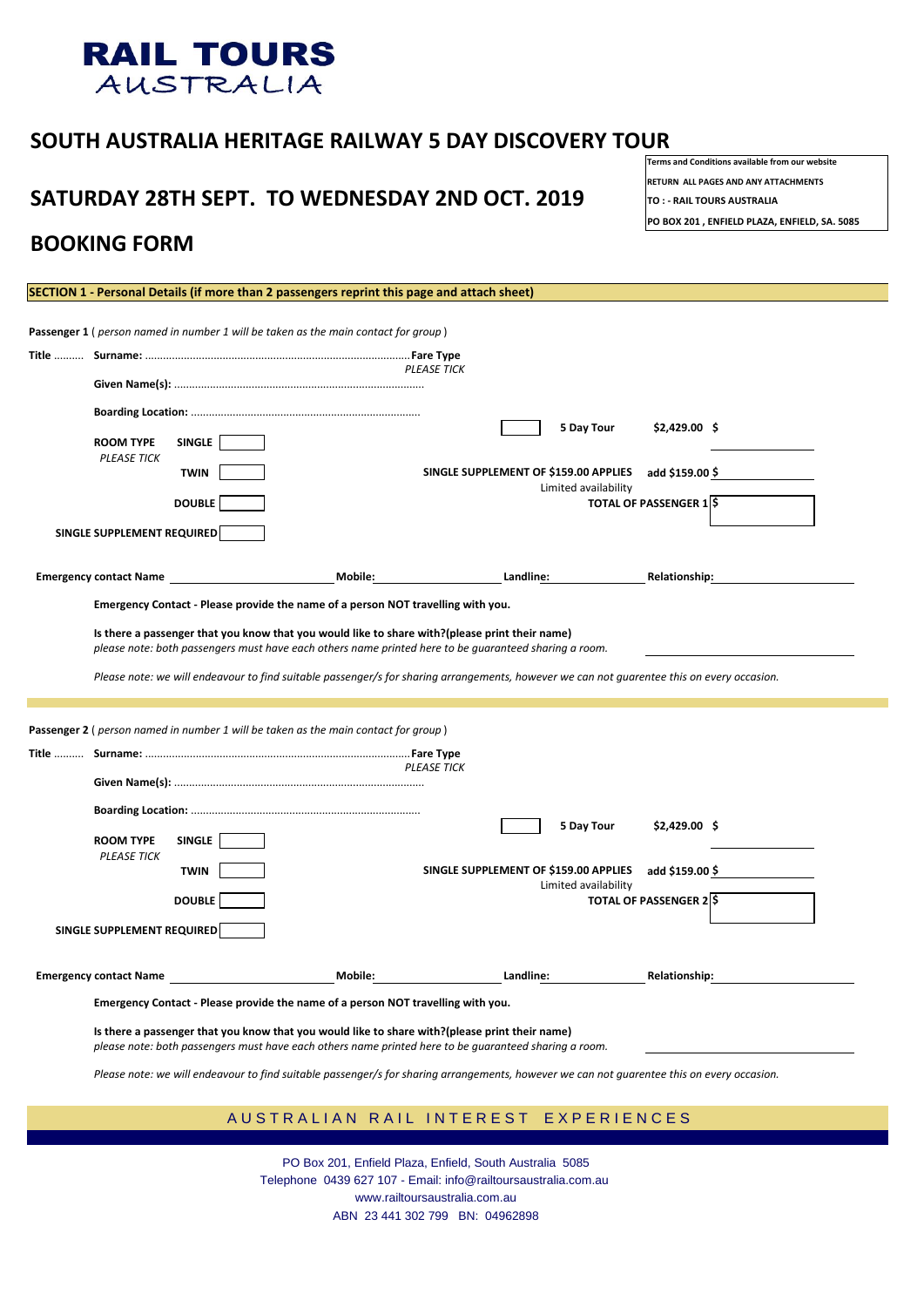# RAIL TOURS
AUSTRALIA

## SOUTH AUSTRALIA HERITAGE RAILWAY 5 DAY DISCOVERY TOUR

## SATURDAY 28TH SEPT. TO WEDNESDAY 2ND OCT. 2019

## BOOKING FORM

**Terms and Conditions available from our website**
**RETURN ALL PAGES AND ANY ATTACHMENTS**
**TO : - RAIL TOURS AUSTRALIA**
**PO BOX 201 , ENFIELD PLAZA, ENFIELD, SA. 5085**

**SECTION 1 - Personal Details (if more than 2 passengers reprint this page and attach sheet)**

**Passenger 1** ( *person named in number 1 will be taken as the main contact for group* )

**Title** .......... **Surname:** ........................................................................................ **Fare Type** *PLEASE TICK*

**Given Name(s):** ....................................................................................

**Boarding Location:** ............................................................................

☐ **5 Day Tour** **$2,429.00 $** ____________

**ROOM TYPE** *PLEASE TICK*
**SINGLE** ☐
**TWIN** ☐
**DOUBLE** ☐

**SINGLE SUPPLEMENT OF $159.00 APPLIES** **add $159.00 $** ____________
Limited availability

**TOTAL OF PASSENGER 1 $** ____________

**SINGLE SUPPLEMENT REQUIRED** ☐

**Emergency contact Name** ____________ **Mobile:** ____________ **Landline:** ____________ **Relationship:** ____________

**Emergency Contact - Please provide the name of a person NOT travelling with you.**

**Is there a passenger that you know that you would like to share with?(please print their name)**
*please note: both passengers must have each others name printed here to be guaranteed sharing a room.* ____________

*Please note: we will endeavour to find suitable passenger/s for sharing arrangements, however we can not guarentee this on every occasion.*

---

**Passenger 2** ( *person named in number 1 will be taken as the main contact for group* )

**Title** .......... **Surname:** ........................................................................................ **Fare Type** *PLEASE TICK*

**Given Name(s):** ....................................................................................

**Boarding Location:** ............................................................................

☐ **5 Day Tour** **$2,429.00 $** ____________

**ROOM TYPE** *PLEASE TICK*
**SINGLE** ☐
**TWIN** ☐
**DOUBLE** ☐

**SINGLE SUPPLEMENT OF $159.00 APPLIES** **add $159.00 $** ____________
Limited availability

**TOTAL OF PASSENGER 2 $** ____________

**SINGLE SUPPLEMENT REQUIRED** ☐

**Emergency contact Name** ____________ **Mobile:** ____________ **Landline:** ____________ **Relationship:** ____________

**Emergency Contact - Please provide the name of a person NOT travelling with you.**

**Is there a passenger that you know that you would like to share with?(please print their name)**
*please note: both passengers must have each others name printed here to be guaranteed sharing a room.* ____________

*Please note: we will endeavour to find suitable passenger/s for sharing arrangements, however we can not guarentee this on every occasion.*

AUSTRALIAN RAIL INTEREST EXPERIENCES

PO Box 201, Enfield Plaza, Enfield, South Australia 5085
Telephone 0439 627 107 - Email: info@railtoursaustralia.com.au
www.railtoursaustralia.com.au
ABN 23 441 302 799 BN: 04962898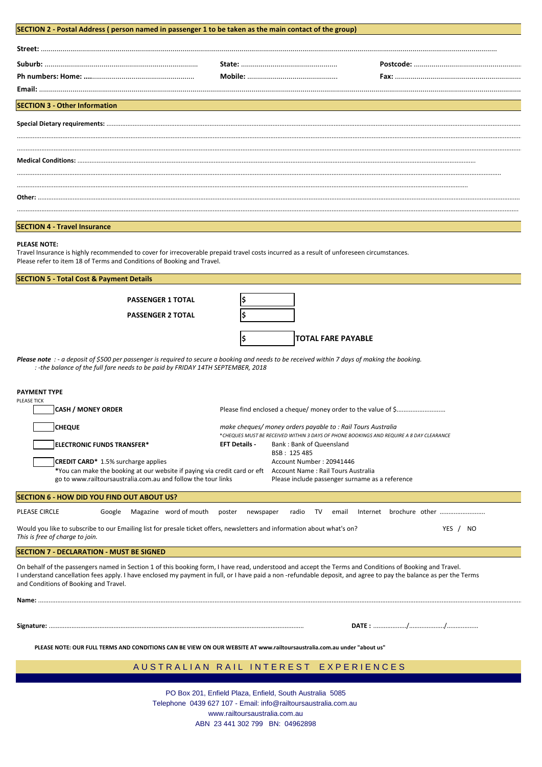## SECTION 2 - Postal Address ( person named in passenger 1 to be taken as the main contact of the group)

**Street:** ..................................................................................................................................................................................................................

**Suburb:** ............................................................................ **State:** ................................................ **Postcode:** ......................................................

**Ph numbers: Home: ...**.................................................... **Mobile:** ............................................. **Fax:** ...............................................................

**Email:** ..................................................................................................................................................................................................................

## SECTION 3 - Other Information

**Special Dietary requirements:** ........................................................................................................................................................................

..................................................................................................................................................................................................................

..................................................................................................................................................................................................................

**Medical Conditions:** ...................................................................................................................................................................................

..................................................................................................................................................................................................................

..................................................................................................................................................................................................................

**Other:** ..................................................................................................................................................................................................................

..................................................................................................................................................................................................................

## SECTION 4 - Travel Insurance

**PLEASE NOTE:**
Travel Insurance is highly recommended to cover for irrecoverable prepaid travel costs incurred as a result of unforeseen circumstances.
Please refer to item 18 of Terms and Conditions of Booking and Travel.

## SECTION 5 - Total Cost & Payment Details

| | | |
|---|---|---|
| **PASSENGER 1 TOTAL** | $ | |
| **PASSENGER 2 TOTAL** | $ | |
| | $ | **TOTAL FARE PAYABLE** |

***Please note*** *: - a deposit of $500 per passenger is required to secure a booking and needs to be received within 7 days of making the booking.*
*: -the balance of the full fare needs to be paid by FRIDAY 14TH SEPTEMBER, 2018*

**PAYMENT TYPE**
PLEASE TICK

☐ **CASH / MONEY ORDER** — Please find enclosed a cheque/ money order to the value of $............................

☐ **CHEQUE** — *make cheques/ money orders payable to : Rail Tours Australia*
*\*CHEQUES MUST BE RECEIVED WITHIN 3 DAYS OF PHONE BOOKINGS AND REQUIRE A 8 DAY CLEARANCE*

☐ **ELECTRONIC FUNDS TRANSFER\*** — **EFT Details -** Bank : Bank of Queensland
BSB : 125 485
Account Number : 20941446
Account Name : Rail Tours Australia
Please include passenger surname as a reference

☐ **CREDIT CARD\*** 1.5% surcharge applies
**\***You can make the booking at our website if paying via credit card or eft go to www.railtoursaustralia.com.au and follow the tour links

## SECTION 6 - HOW DID YOU FIND OUT ABOUT US?

PLEASE CIRCLE    Google    Magazine    word of mouth    poster    newspaper    radio    TV    email    Internet    brochure    other ..........................

Would you like to subscribe to our Emailing list for presale ticket offers, newsletters and information about what's on?    YES / NO
*This is free of charge to join.*

## SECTION 7 - DECLARATION - MUST BE SIGNED

On behalf of the passengers named in Section 1 of this booking form, I have read, understood and accept the Terms and Conditions of Booking and Travel.
I understand cancellation fees apply. I have enclosed my payment in full, or I have paid a non -refundable deposit, and agree to pay the balance as per the Terms and Conditions of Booking and Travel.

**Name:** ..................................................................................................................................................................................................................

**Signature:** ............................................................................................................................................. **DATE :** .................../.................../.................

**PLEASE NOTE: OUR FULL TERMS AND CONDITIONS CAN BE VIEW ON OUR WEBSITE AT www.railtoursaustralia.com.au under "about us"**

A U S T R A L I A N  R A I L  I N T E R E S T  E X P E R I E N C E S

PO Box 201, Enfield Plaza, Enfield, South Australia 5085
Telephone 0439 627 107 - Email: info@railtoursaustralia.com.au
www.railtoursaustralia.com.au
ABN 23 441 302 799 BN: 04962898